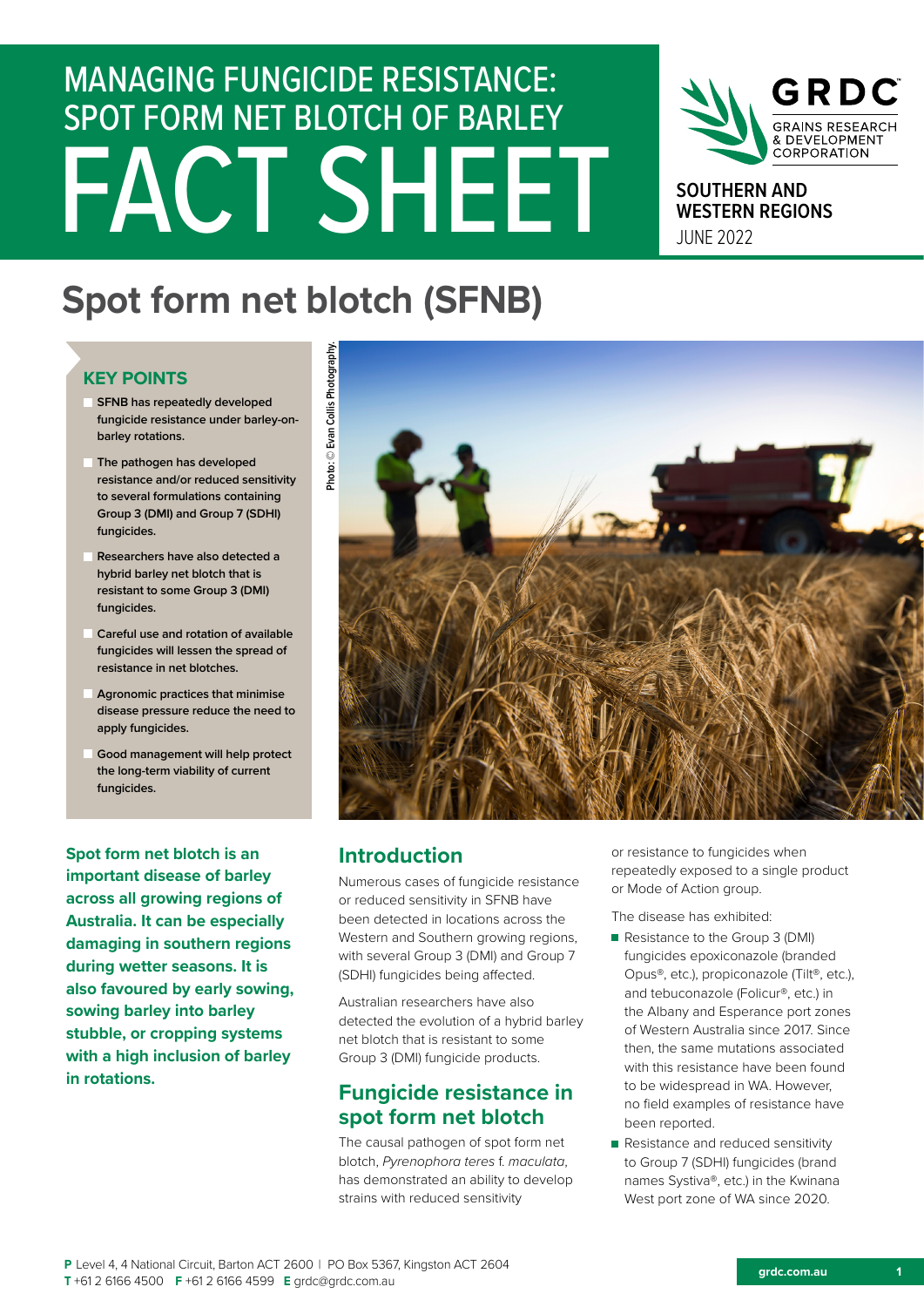# MANAGING FUNGICIDE RESISTANCE: SPOT FORM NET BLOTCH OF BARLEY

# FACT SHEET

GRDC GRAINS RESEARCH & DEVELOPMENT CORPORATION

**SOUTHERN AND WESTERN REGIONS**

JUNE 2022

## Spot form net blotch (SFNB)

### KEY POINTS

- **SFNB has repeatedly developed fungicide resistance under barley-on-barley rotations.**
- **The pathogen has developed resistance and/or reduced sensitivity to several formulations containing Group 3 (DMI) and Group 7 (SDHI) fungicides.**
- **Researchers have also detected a hybrid barley net blotch that is resistant to some Group 3 (DMI) fungicides.**
- **Careful use and control of available fungicides will lessen the spread of resistance in net blotches.**
- **Agronomic practices that minimise disease pressure reduce the need to apply fungicides.**
- **Good management will help protect the long-term viability of current fungicides.**

Photo: © Evan Collis Photography.

**Spot form net blotch is an important disease of barley across all growing regions of Australia. It can be especially damaging in southern regions during wetter seasons. It is also favoured by early sowing, sowing barley into barley stubble, or cropping systems with a high inclusion of barley in rotations.**

## Introduction

Numerous cases of fungicide resistance or reduced sensitivity in SFNB have been detected in locations across the Western and Southern growing regions, with several Group 3 (DMI) and Group 7 (SDHI) fungicides being affected.

Australian researchers have also detected the evolution of a hybrid barley net blotch that is resistant to some Group 3 (DMI) fungicide products.

## Fungicide resistance in spot form net blotch

The causal pathogen of spot form net blotch, *Pyrenophora teres* f. *maculata*, has demonstrated an ability to develop strains with reduced sensitivity or resistance to fungicides when repeatedly exposed to a single product or Mode of Action group.

The disease has exhibited:

- Resistance to the Group 3 (DMI) fungicides epoxiconazole (branded Opus®, etc.), propiconazole (Tilt®, etc.), and tebuconazole (Folicur®, etc.) in the Albany and Esperance port zones of Western Australia since 2017. Since then, the same mutations associated with this resistance have been found to be widespread in WA. However, no field examples of resistance have been reported.
- Resistance and reduced sensitivity to Group 7 (SDHI) fungicides (brand names Systiva®, etc.) in the Kwinana West port zone of WA since 2020.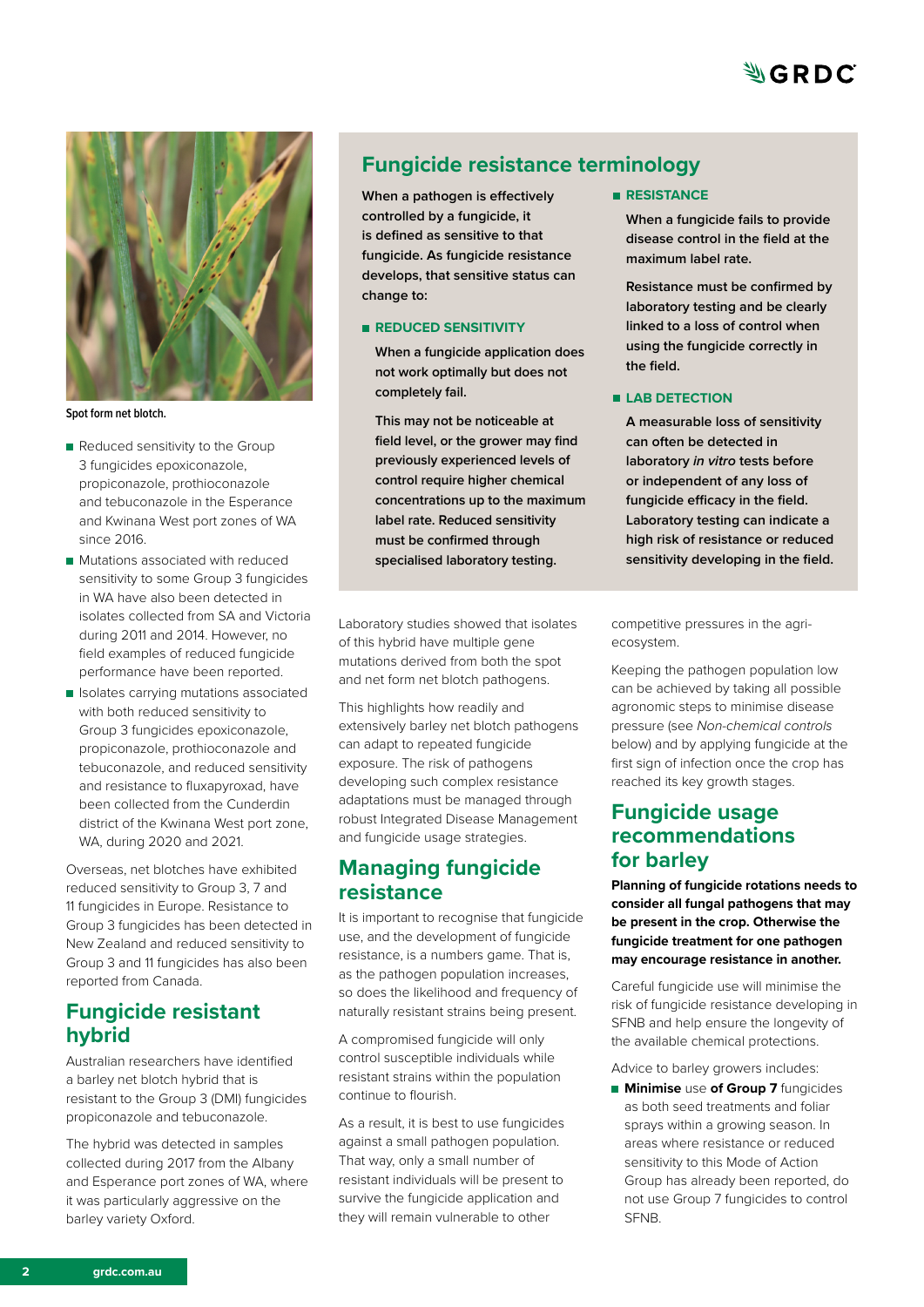Spot form net blotch.

- Reduced sensitivity to the Group 3 fungicides epoxiconazole, propiconazole, prothioconazole and tebuconazole in the Esperance and Kwinana West port zones of WA since 2016.
- Mutations associated with reduced sensitivity to some Group 3 fungicides in WA have also been detected in isolates collected from SA and Victoria during 2011 and 2014. However, no field examples of reduced fungicide performance have been reported.
- Isolates carrying mutations associated with both reduced sensitivity to Group 3 fungicides epoxiconazole, propiconazole, prothioconazole and tebuconazole, and reduced sensitivity and resistance to fluxapyroxad, have been collected from the Cunderdin district of the Kwinana West port zone, WA, during 2020 and 2021.

Overseas, net blotches have exhibited reduced sensitivity to Group 3, 7 and 11 fungicides in Europe. Resistance to Group 3 fungicides has been detected in New Zealand and reduced sensitivity to Group 3 and 11 fungicides has also been reported from Canada.

## Fungicide resistance terminology

**When a pathogen is effectively controlled by a fungicide, it is defined as sensitive to that fungicide. As fungicide resistance develops, that sensitive status can change to:**

### REDUCED SENSITIVITY

**When a fungicide application does not work optimally but does not completely fail.**

**This may not be noticeable at field level, or the grower may find previously experienced levels of control require higher chemical concentrations up to the maximum label rate. Reduced sensitivity must be confirmed through specialised laboratory testing.**

### RESISTANCE

**When a fungicide fails to provide disease control in the field at the maximum label rate.**

**Resistance must be confirmed by laboratory testing and be clearly linked to a loss of control when using the fungicide correctly in the field.**

### LAB DETECTION

**A measurable loss of sensitivity can often be detected in laboratory *in vitro* tests before or independent of any loss of fungicide efficacy in the field. Laboratory testing can indicate a high risk of resistance or reduced sensitivity developing in the field.**

## Fungicide resistant hybrid

Australian researchers have identified a barley net blotch hybrid that is resistant to the Group 3 (DMI) fungicides propiconazole and tebuconazole.

The hybrid was detected in samples collected during 2017 from the Albany and Esperance port zones of WA, where it was particularly aggressive on the barley variety Oxford.

Laboratory studies showed that isolates of this hybrid have multiple gene mutations derived from both the spot and net form net blotch pathogens.

This highlights how readily and extensively barley net blotch pathogens can adapt to repeated fungicide exposure. The risk of pathogens developing such complex resistance adaptations must be managed through robust Integrated Disease Management and fungicide usage strategies.

## Managing fungicide resistance

It is important to recognise that fungicide use, and the development of fungicide resistance, is a numbers game. That is, as the pathogen population increases, so does the likelihood and frequency of naturally resistant strains being present.

A compromised fungicide will only control susceptible individuals while resistant strains within the population continue to flourish.

As a result, it is best to use fungicides against a small pathogen population. That way, only a small number of resistant individuals will be present to survive the fungicide application and they will remain vulnerable to other competitive pressures in the agri-ecosystem.

Keeping the pathogen population low can be achieved by taking all possible agronomic steps to minimise disease pressure (see *Non-chemical controls* below) and by applying fungicide at the first sign of infection once the crop has reached its key growth stages.

## Fungicide usage recommendations for barley

**Planning of fungicide rotations needs to consider all fungal pathogens that may be present in the crop. Otherwise the fungicide treatment for one pathogen may encourage resistance in another.**

Careful fungicide use will minimise the risk of fungicide resistance developing in SFNB and help ensure the longevity of the available chemical protections.

Advice to barley growers includes:

- **Minimise** use **of Group 7** fungicides as both seed treatments and foliar sprays within a growing season. In areas where resistance or reduced sensitivity to this Mode of Action Group has already been reported, do not use Group 7 fungicides to control SFNB.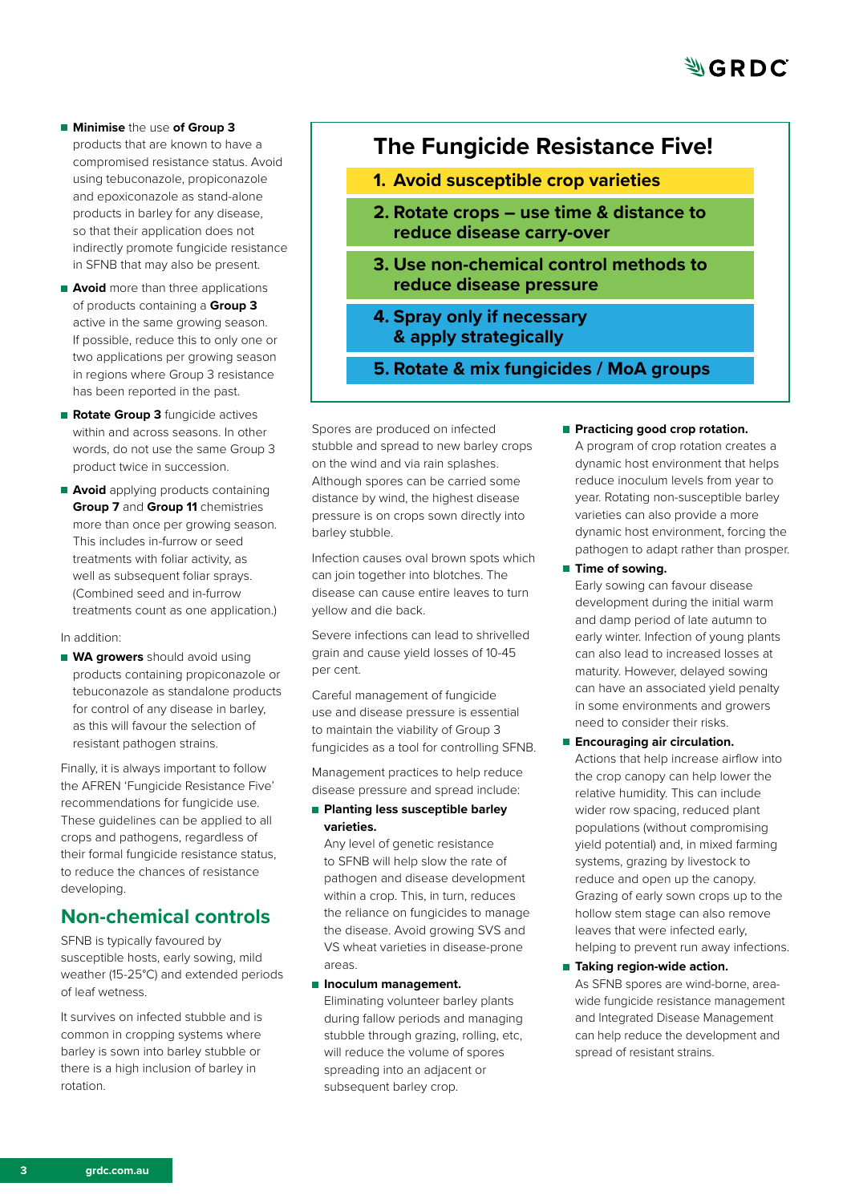- **Minimise** the use **of Group 3** products that are known to have a compromised resistance status. Avoid using tebuconazole, propiconazole and epoxiconazole as stand-alone products in barley for any disease, so that their application does not indirectly promote fungicide resistance in SFNB that may also be present.
- **Avoid** more than three applications of products containing a **Group 3** active in the same growing season. If possible, reduce this to only one or two applications per growing season in regions where Group 3 resistance has been reported in the past.
- **Rotate Group 3** fungicide actives within and across seasons. In other words, do not use the same Group 3 product twice in succession.
- **Avoid** applying products containing **Group 7** and **Group 11** chemistries more than once per growing season. This includes in-furrow or seed treatments with foliar activity, as well as subsequent foliar sprays. (Combined seed and in-furrow treatments count as one application.)

In addition:

- **WA growers** should avoid using products containing propiconazole or tebuconazole as standalone products for control of any disease in barley, as this will favour the selection of resistant pathogen strains.

Finally, it is always important to follow the AFREN 'Fungicide Resistance Five' recommendations for fungicide use. These guidelines can be applied to all crops and pathogens, regardless of their formal fungicide resistance status, to reduce the chances of resistance developing.

## The Fungicide Resistance Five!

1. **Avoid susceptible crop varieties**
2. **Rotate crops – use time & distance to reduce disease carry-over**
3. **Use non-chemical control methods to reduce disease pressure**
4. **Spray only if necessary & apply strategically**
5. **Rotate & mix fungicides / MoA groups**

## Non-chemical controls

SFNB is typically favoured by susceptible hosts, early sowing, mild weather (15-25°C) and extended periods of leaf wetness.

It survives on infected stubble and is common in cropping systems where barley is sown into barley stubble or there is a high inclusion of barley in rotation.

Spores are produced on infected stubble and spread to new barley crops on the wind and via rain splashes. Although spores can be carried some distance by wind, the highest disease pressure is on crops sown directly into barley stubble.

Infection causes oval brown spots which can join together into blotches. The disease can cause entire leaves to turn yellow and die back.

Severe infections can lead to shrivelled grain and cause yield losses of 10-45 per cent.

Careful management of fungicide use and disease pressure is essential to maintain the viability of Group 3 fungicides as a tool for controlling SFNB.

Management practices to help reduce disease pressure and spread include:

- **Planting less susceptible barley varieties.** Any level of genetic resistance to SFNB will help slow the rate of pathogen and disease development within a crop. This, in turn, reduces the reliance on fungicides to manage the disease. Avoid growing SVS and VS wheat varieties in disease-prone areas.
- **Inoculum management.** Eliminating volunteer barley plants during fallow periods and managing stubble through grazing, rolling, etc, will reduce the volume of spores spreading into an adjacent or subsequent barley crop.
- **Practicing good crop rotation.** A program of crop rotation creates a dynamic host environment that helps reduce inoculum levels from year to year. Rotating non-susceptible barley varieties can also provide a more dynamic host environment, forcing the pathogen to adapt rather than prosper.
- **Time of sowing.** Early sowing can favour disease development during the initial warm and damp period of late autumn to early winter. Infection of young plants can also lead to increased losses at maturity. However, delayed sowing can have an associated yield penalty in some environments and growers need to consider their risks.
- **Encouraging air circulation.** Actions that help increase airflow into the crop canopy can help lower the relative humidity. This can include wider row spacing, reduced plant populations (without compromising yield potential) and, in mixed farming systems, grazing by livestock to reduce and open up the canopy. Grazing of early sown crops up to the hollow stem stage can also remove leaves that were infected early, helping to prevent run away infections.
- **Taking region-wide action.** As SFNB spores are wind-borne, area-wide fungicide resistance management and Integrated Disease Management can help reduce the development and spread of resistant strains.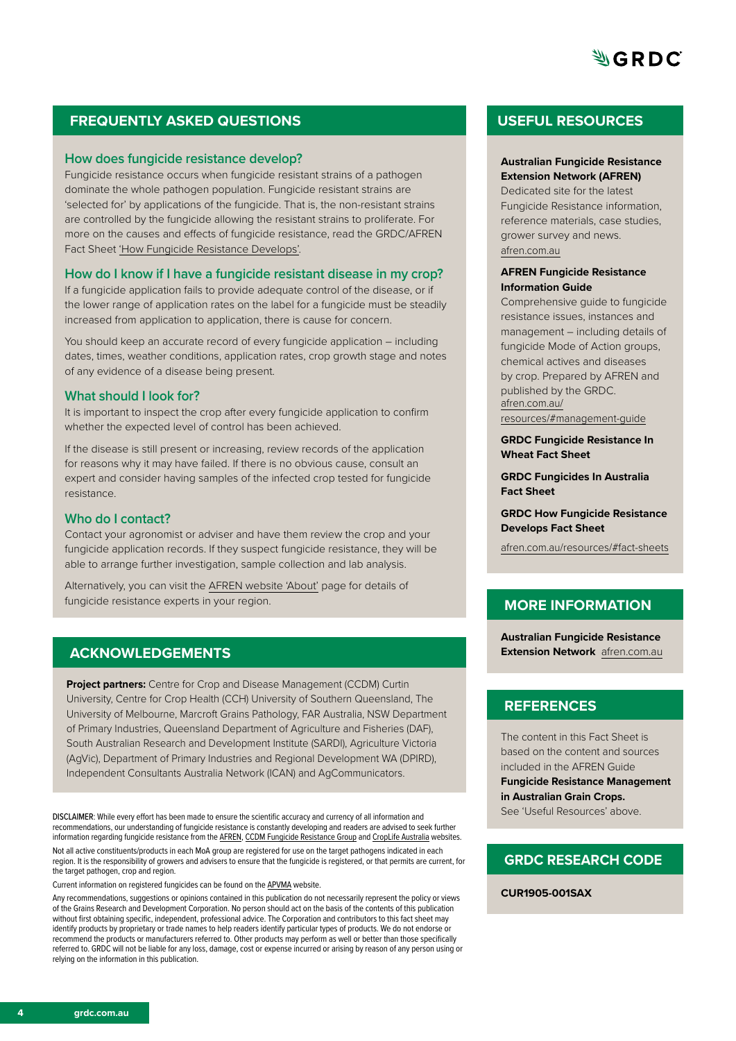## FREQUENTLY ASKED QUESTIONS

### How does fungicide resistance develop?

Fungicide resistance occurs when fungicide resistant strains of a pathogen dominate the whole pathogen population. Fungicide resistant strains are 'selected for' by applications of the fungicide. That is, the non-resistant strains are controlled by the fungicide allowing the resistant strains to proliferate. For more on the causes and effects of fungicide resistance, read the GRDC/AFREN Fact Sheet 'How Fungicide Resistance Develops'.

### How do I know if I have a fungicide resistant disease in my crop?

If a fungicide application fails to provide adequate control of the disease, or if the lower range of application rates on the label for a fungicide must be steadily increased from application to application, there is cause for concern.

You should keep an accurate record of every fungicide application – including dates, times, weather conditions, application rates, crop growth stage and notes of any evidence of a disease being present.

### What should I look for?

It is important to inspect the crop after every fungicide application to confirm whether the expected level of control has been achieved.

If the disease is still present or increasing, review records of the application for reasons why it may have failed. If there is no obvious cause, consult an expert and consider having samples of the infected crop tested for fungicide resistance.

### Who do I contact?

Contact your agronomist or adviser and have them review the crop and your fungicide application records. If they suspect fungicide resistance, they will be able to arrange further investigation, sample collection and lab analysis.

Alternatively, you can visit the AFREN website 'About' page for details of fungicide resistance experts in your region.

## ACKNOWLEDGEMENTS

**Project partners:** Centre for Crop and Disease Management (CCDM) Curtin University, Centre for Crop Health (CCH) University of Southern Queensland, The University of Melbourne, Marcroft Grains Pathology, FAR Australia, NSW Department of Primary Industries, Queensland Department of Agriculture and Fisheries (DAF), South Australian Research and Development Institute (SARDI), Agriculture Victoria (AgVic), Department of Primary Industries and Regional Development WA (DPIRD), Independent Consultants Australia Network (ICAN) and AgCommunicators.

DISCLAIMER: While every effort has been made to ensure the scientific accuracy and currency of all information and recommendations, our understanding of fungicide resistance is constantly developing and readers are advised to seek further information regarding fungicide resistance from the AFREN, CCDM Fungicide Resistance Group and CropLife Australia websites.

Not all active constituents/products in each MoA group are registered for use on the target pathogens indicated in each region. It is the responsibility of growers and advisers to ensure that the fungicide is registered, or that permits are current, for the target pathogen, crop and region.

Current information on registered fungicides can be found on the APVMA website.

Any recommendations, suggestions or opinions contained in this publication do not necessarily represent the policy or views of the Grains Research and Development Corporation. No person should act on the basis of the contents of this publication without first obtaining specific, independent, professional advice. The Corporation and contributors to this fact sheet may identify products by proprietary or trade names to help readers identify particular types of products. We do not endorse or recommend the products or manufacturers referred to. Other products may perform as well or better than those specifically referred to. GRDC will not be liable for any loss, damage, cost or expense incurred or arising by reason of any person using or relying on the information in this publication.

## USEFUL RESOURCES

**Australian Fungicide Resistance Extension Network (AFREN)**
Dedicated site for the latest Fungicide Resistance information, reference materials, case studies, grower survey and news.
afren.com.au

**AFREN Fungicide Resistance Information Guide**
Comprehensive guide to fungicide resistance issues, instances and management – including details of fungicide Mode of Action groups, chemical actives and diseases by crop. Prepared by AFREN and published by the GRDC.
afren.com.au/resources/#management-guide

**GRDC Fungicide Resistance In Wheat Fact Sheet**

**GRDC Fungicides In Australia Fact Sheet**

**GRDC How Fungicide Resistance Develops Fact Sheet**

afren.com.au/resources/#fact-sheets

## MORE INFORMATION

**Australian Fungicide Resistance Extension Network** afren.com.au

## REFERENCES

The content in this Fact Sheet is based on the content and sources included in the AFREN Guide **Fungicide Resistance Management in Australian Grain Crops.** See 'Useful Resources' above.

## GRDC RESEARCH CODE

**CUR1905-001SAX**